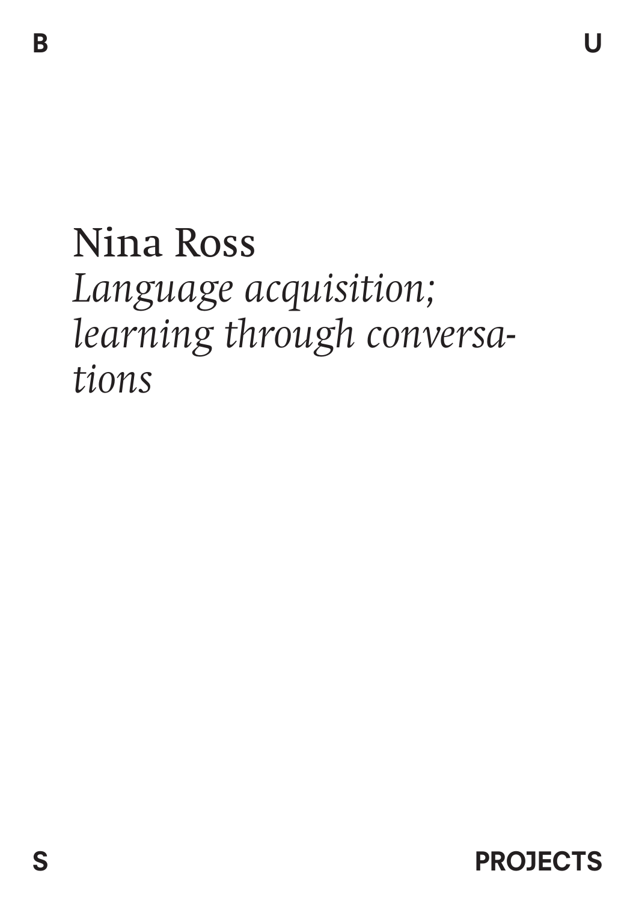# Nina Ross

## *Language acquisition; learning through conversations*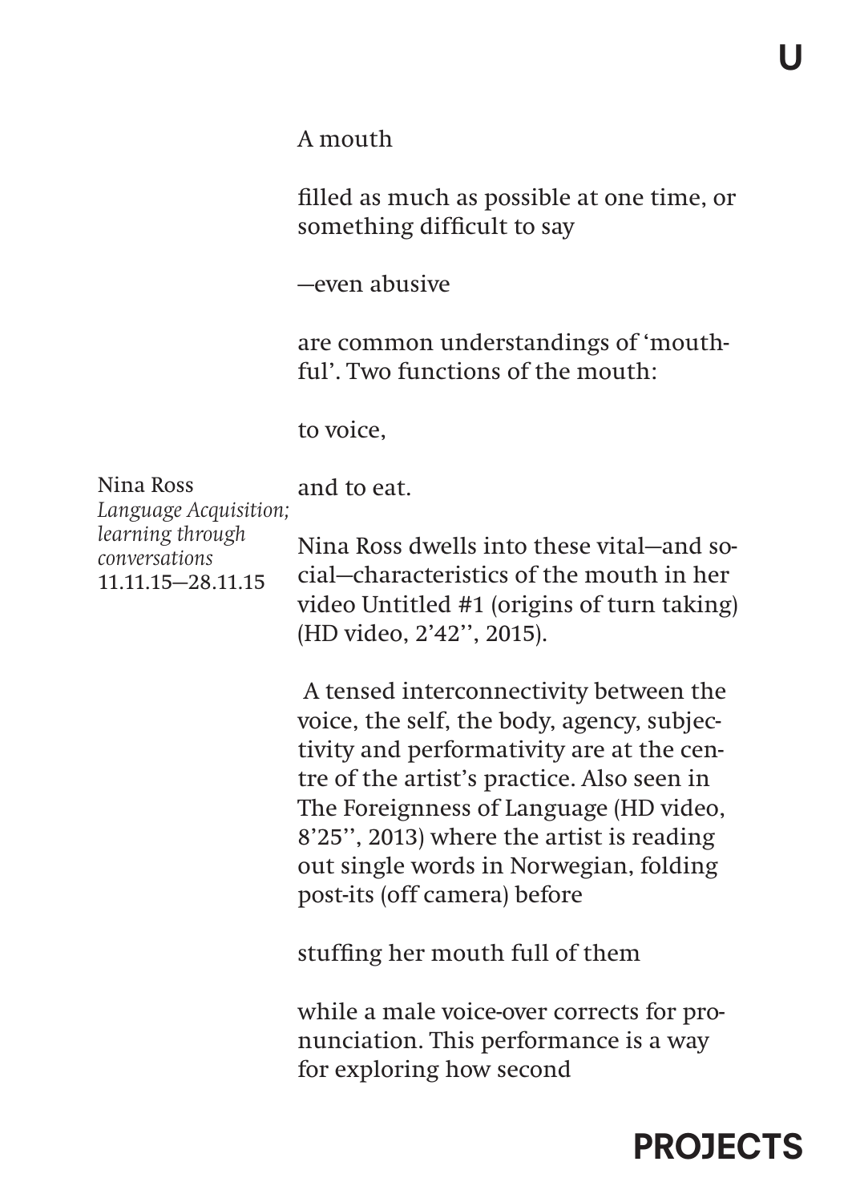A mouth

filled as much as possible at one time, or something difficult to say

—even abusive

are common understandings of 'mouthful'. Two functions of the mouth:

to voice,

and to eat.

Nina Ross
*Language Acquisition; learning through conversations*
11.11.15—28.11.15

Nina Ross dwells into these vital—and social—characteristics of the mouth in her video Untitled #1 (origins of turn taking) (HD video, 2'42'', 2015).

A tensed interconnectivity between the voice, the self, the body, agency, subjectivity and performativity are at the centre of the artist's practice. Also seen in The Foreignness of Language (HD video, 8'25'', 2013) where the artist is reading out single words in Norwegian, folding post-its (off camera) before

stuffing her mouth full of them

while a male voice-over corrects for pronunciation. This performance is a way for exploring how second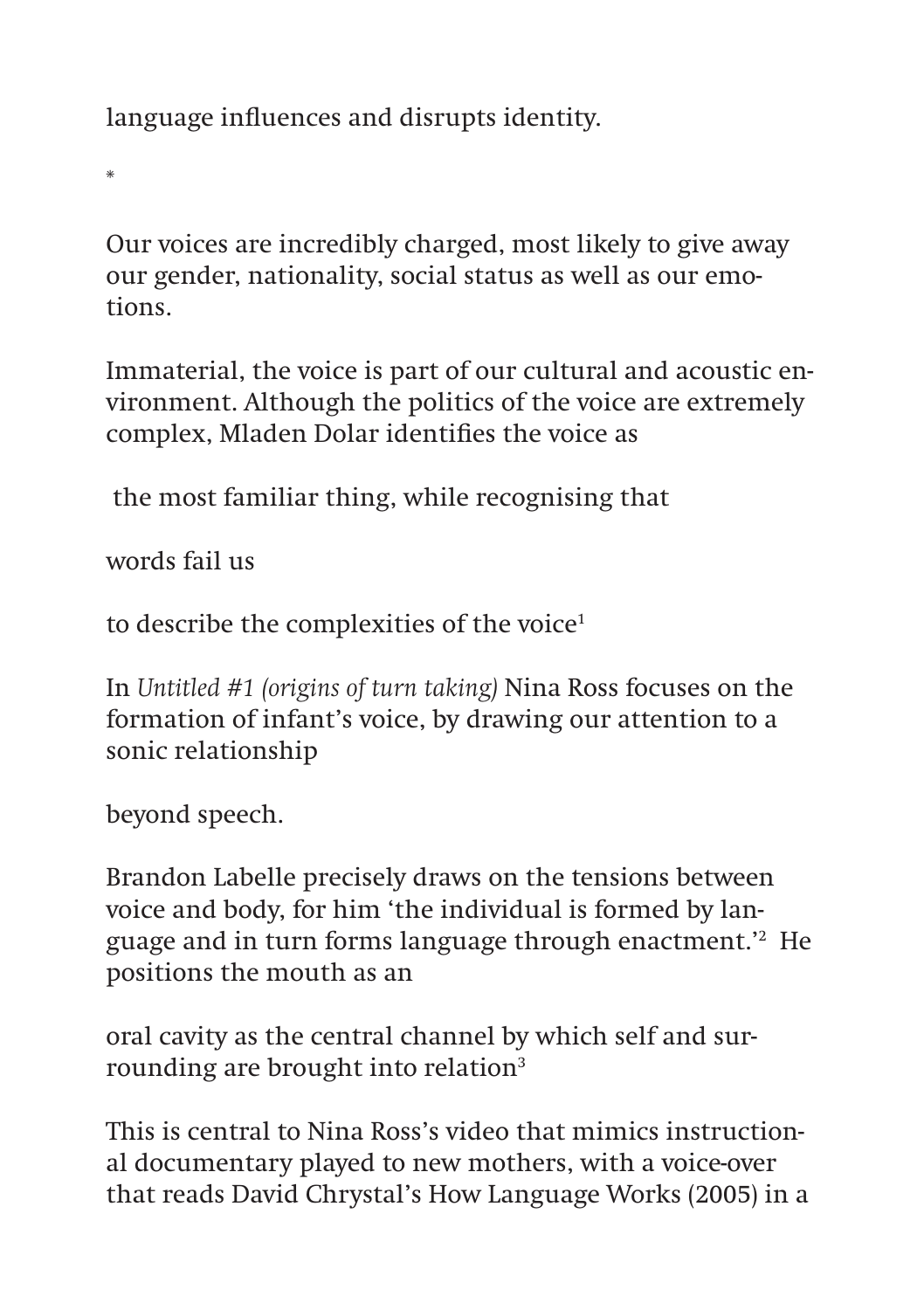language influences and disrupts identity.

*

Our voices are incredibly charged, most likely to give away our gender, nationality, social status as well as our emotions.

Immaterial, the voice is part of our cultural and acoustic environment. Although the politics of the voice are extremely complex, Mladen Dolar identifies the voice as

the most familiar thing, while recognising that

words fail us

to describe the complexities of the voice[1]

In *Untitled #1 (origins of turn taking)* Nina Ross focuses on the formation of infant's voice, by drawing our attention to a sonic relationship

beyond speech.

Brandon Labelle precisely draws on the tensions between voice and body, for him 'the individual is formed by language and in turn forms language through enactment.'[2] He positions the mouth as an

oral cavity as the central channel by which self and surrounding are brought into relation[3]

This is central to Nina Ross's video that mimics instructional documentary played to new mothers, with a voice-over that reads David Chrystal's How Language Works (2005) in a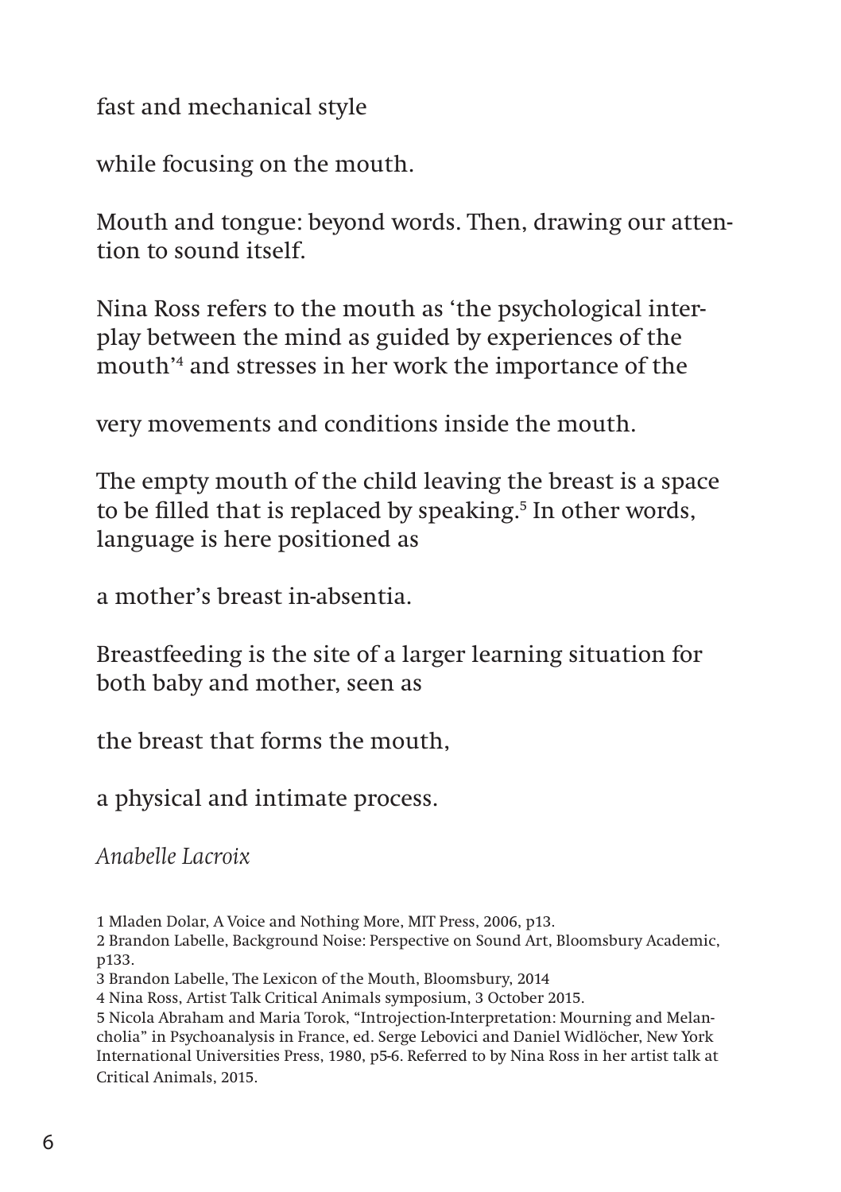fast and mechanical style

while focusing on the mouth.

Mouth and tongue: beyond words. Then, drawing our attention to sound itself.

Nina Ross refers to the mouth as 'the psychological interplay between the mind as guided by experiences of the mouth'[4] and stresses in her work the importance of the

very movements and conditions inside the mouth.

The empty mouth of the child leaving the breast is a space to be filled that is replaced by speaking.[5] In other words, language is here positioned as

a mother's breast in-absentia.

Breastfeeding is the site of a larger learning situation for both baby and mother, seen as

the breast that forms the mouth,

a physical and intimate process.

*Anabelle Lacroix*

1 Mladen Dolar, A Voice and Nothing More, MIT Press, 2006, p13.
2 Brandon Labelle, Background Noise: Perspective on Sound Art, Bloomsbury Academic, p133.
3 Brandon Labelle, The Lexicon of the Mouth, Bloomsbury, 2014
4 Nina Ross, Artist Talk Critical Animals symposium, 3 October 2015.
5 Nicola Abraham and Maria Torok, "Introjection-Interpretation: Mourning and Melancholia" in Psychoanalysis in France, ed. Serge Lebovici and Daniel Widlöcher, New York International Universities Press, 1980, p5-6. Referred to by Nina Ross in her artist talk at Critical Animals, 2015.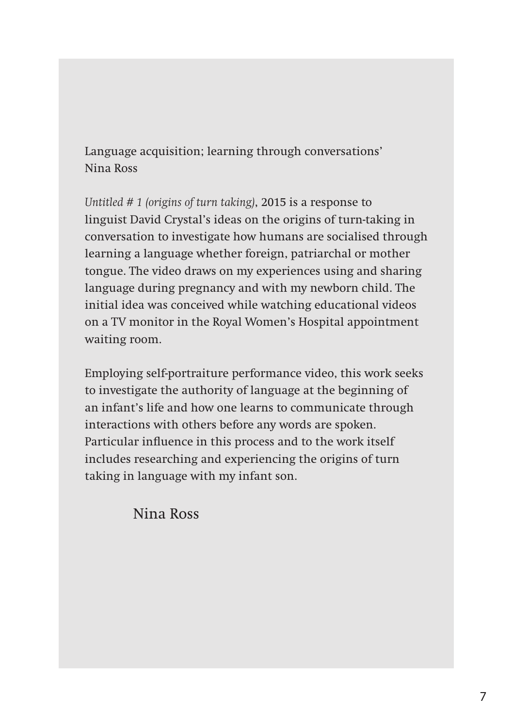Language acquisition; learning through conversations'
Nina Ross

*Untitled # 1 (origins of turn taking)*, 2015 is a response to linguist David Crystal's ideas on the origins of turn-taking in conversation to investigate how humans are socialised through learning a language whether foreign, patriarchal or mother tongue. The video draws on my experiences using and sharing language during pregnancy and with my newborn child. The initial idea was conceived while watching educational videos on a TV monitor in the Royal Women's Hospital appointment waiting room.

Employing self-portraiture performance video, this work seeks to investigate the authority of language at the beginning of an infant's life and how one learns to communicate through interactions with others before any words are spoken. Particular influence in this process and to the work itself includes researching and experiencing the origins of turn taking in language with my infant son.

Nina Ross